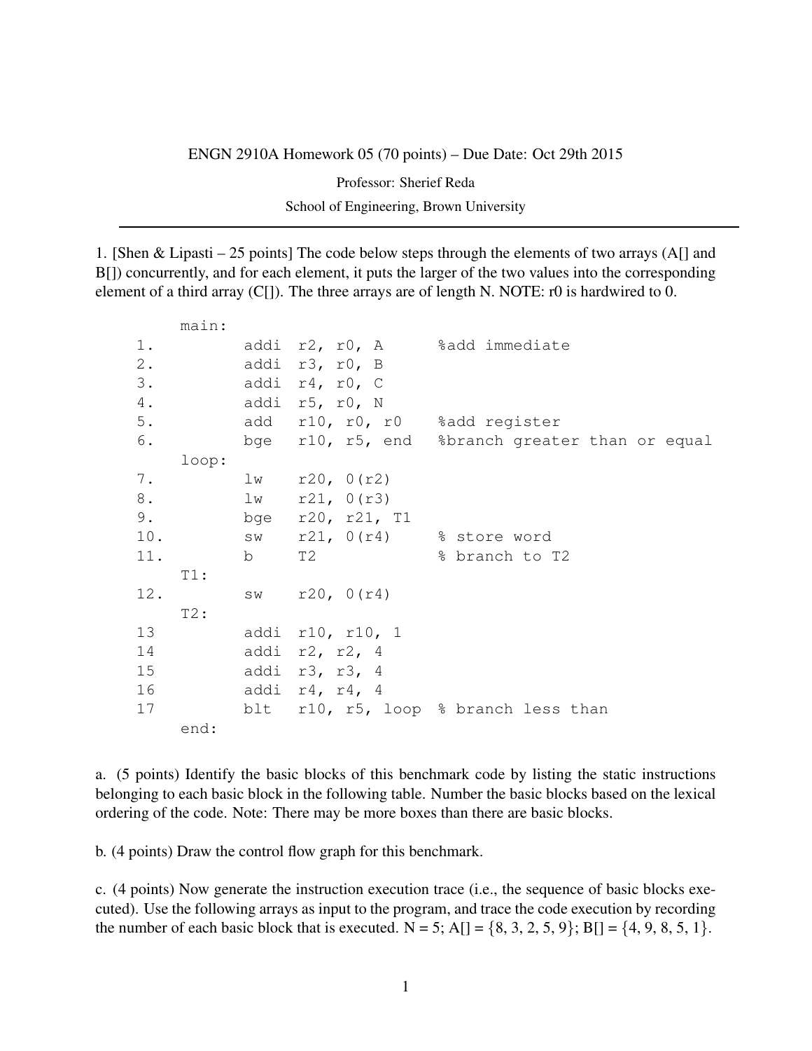ENGN 2910A Homework 05 (70 points) – Due Date: Oct 29th 2015

Professor: Sherief Reda

School of Engineering, Brown University

---

1. [Shen & Lipasti – 25 points] The code below steps through the elements of two arrays (A[] and B[]) concurrently, and for each element, it puts the larger of the two values into the corresponding element of a third array (C[]). The three arrays are of length N. NOTE: r0 is hardwired to 0.

```
     main:
1.          addi  r2, r0, A      %add immediate
2.          addi  r3, r0, B
3.          addi  r4, r0, C
4.          addi  r5, r0, N
5.          add   r10, r0, r0    %add register
6.          bge   r10, r5, end   %branch greater than or equal
     loop:
7.          lw    r20, 0(r2)
8.          lw    r21, 0(r3)
9.          bge   r20, r21, T1
10.         sw    r21, 0(r4)     % store word
11.         b     T2             % branch to T2
     T1:
12.         sw    r20, 0(r4)
     T2:
13          addi  r10, r10, 1
14          addi  r2, r2, 4
15          addi  r3, r3, 4
16          addi  r4, r4, 4
17          blt   r10, r5, loop  % branch less than
     end:
```

a. (5 points) Identify the basic blocks of this benchmark code by listing the static instructions belonging to each basic block in the following table. Number the basic blocks based on the lexical ordering of the code. Note: There may be more boxes than there are basic blocks.

b. (4 points) Draw the control flow graph for this benchmark.

c. (4 points) Now generate the instruction execution trace (i.e., the sequence of basic blocks executed). Use the following arrays as input to the program, and trace the code execution by recording the number of each basic block that is executed. N = 5; A[] = {8, 3, 2, 5, 9}; B[] = {4, 9, 8, 5, 1}.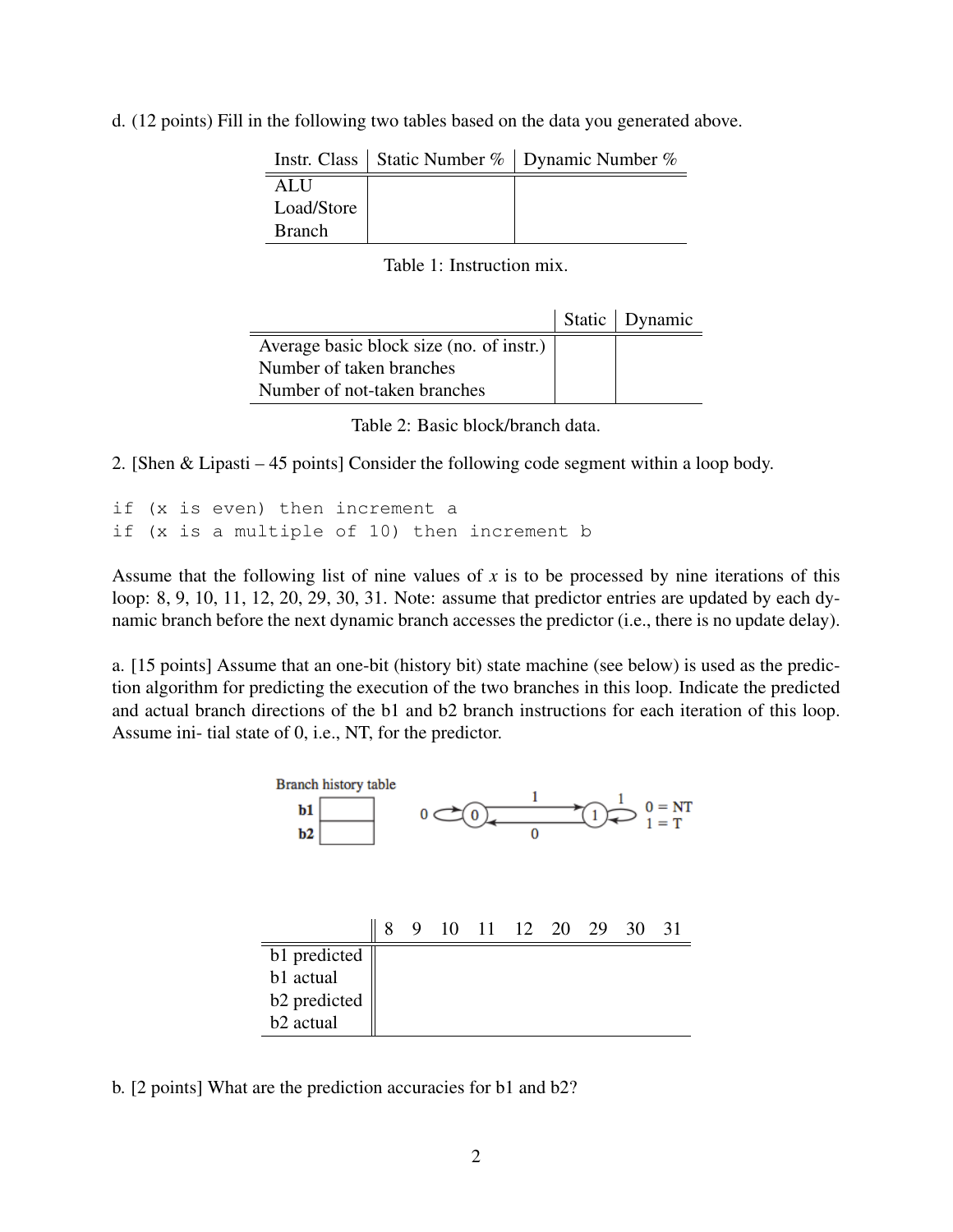d. (12 points) Fill in the following two tables based on the data you generated above.

| Instr. Class | Static Number % | Dynamic Number % |
|---|---|---|
| ALU | | |
| Load/Store | | |
| Branch | | |

Table 1: Instruction mix.

| | Static | Dynamic |
|---|---|---|
| Average basic block size (no. of instr.) | | |
| Number of taken branches | | |
| Number of not-taken branches | | |

Table 2: Basic block/branch data.

2. [Shen & Lipasti – 45 points] Consider the following code segment within a loop body.

```
if (x is even) then increment a
if (x is a multiple of 10) then increment b
```

Assume that the following list of nine values of $x$ is to be processed by nine iterations of this loop: 8, 9, 10, 11, 12, 20, 29, 30, 31. Note: assume that predictor entries are updated by each dynamic branch before the next dynamic branch accesses the predictor (i.e., there is no update delay).

a. [15 points] Assume that an one-bit (history bit) state machine (see below) is used as the prediction algorithm for predicting the execution of the two branches in this loop. Indicate the predicted and actual branch directions of the b1 and b2 branch instructions for each iteration of this loop. Assume ini- tial state of 0, i.e., NT, for the predictor.

Branch history table

| b1 | |
|---|---|
| b2 | |

State machine: state 0 stays in 0 on input 0; state 0 goes to state 1 on input 1; state 1 stays in 1 on input 1; state 1 goes to state 0 on input 0. 0 = NT, 1 = T

| | 8 | 9 | 10 | 11 | 12 | 20 | 29 | 30 | 31 |
|---|---|---|---|---|---|---|---|---|---|
| b1 predicted | | | | | | | | | |
| b1 actual | | | | | | | | | |
| b2 predicted | | | | | | | | | |
| b2 actual | | | | | | | | | |

b. [2 points] What are the prediction accuracies for b1 and b2?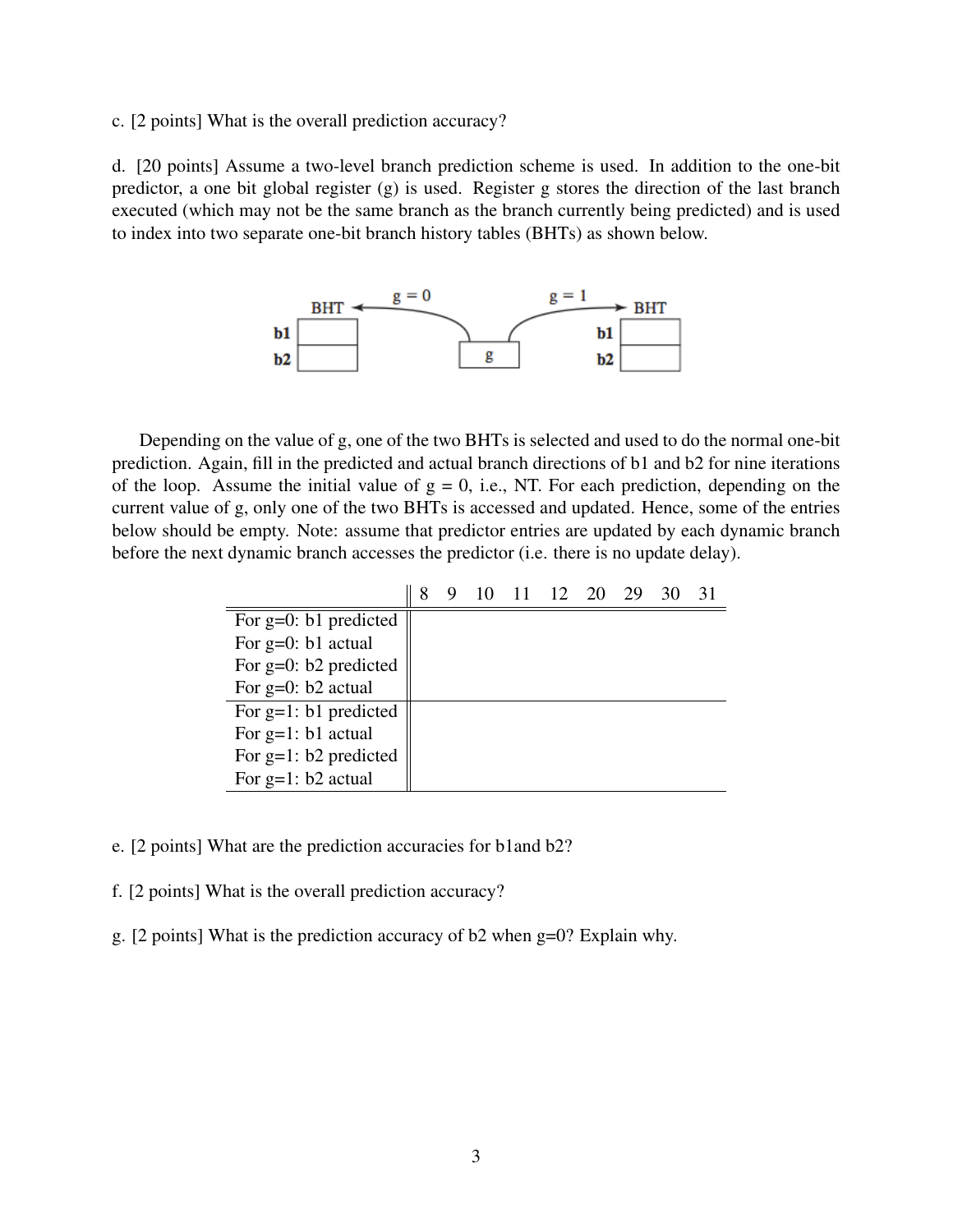c. [2 points] What is the overall prediction accuracy?

d. [20 points] Assume a two-level branch prediction scheme is used. In addition to the one-bit predictor, a one bit global register (g) is used. Register g stores the direction of the last branch executed (which may not be the same branch as the branch currently being predicted) and is used to index into two separate one-bit branch history tables (BHTs) as shown below.

BHT

b1

b2

g = 0

g

g = 1

BHT

b1

b2

Depending on the value of g, one of the two BHTs is selected and used to do the normal one-bit prediction. Again, fill in the predicted and actual branch directions of b1 and b2 for nine iterations of the loop. Assume the initial value of g = 0, i.e., NT. For each prediction, depending on the current value of g, only one of the two BHTs is accessed and updated. Hence, some of the entries below should be empty. Note: assume that predictor entries are updated by each dynamic branch before the next dynamic branch accesses the predictor (i.e. there is no update delay).

| | 8 | 9 | 10 | 11 | 12 | 20 | 29 | 30 | 31 |
|---|---|---|---|---|---|---|---|---|---|
| For g=0: b1 predicted | | | | | | | | | |
| For g=0: b1 actual | | | | | | | | | |
| For g=0: b2 predicted | | | | | | | | | |
| For g=0: b2 actual | | | | | | | | | |
| For g=1: b1 predicted | | | | | | | | | |
| For g=1: b1 actual | | | | | | | | | |
| For g=1: b2 predicted | | | | | | | | | |
| For g=1: b2 actual | | | | | | | | | |

e. [2 points] What are the prediction accuracies for b1and b2?

f. [2 points] What is the overall prediction accuracy?

g. [2 points] What is the prediction accuracy of b2 when g=0? Explain why.